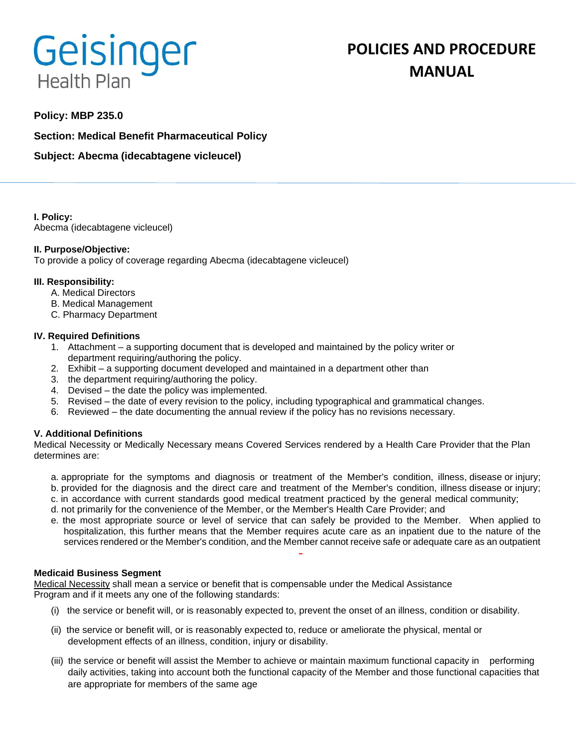Geisinger Health Plan

# POLICIES AND PROCEDURE MANUAL

**Policy: MBP 235.0**

**Section: Medical Benefit Pharmaceutical Policy**

**Subject: Abecma (idecabtagene vicleucel)**

**I. Policy:**
Abecma (idecabtagene vicleucel)

**II. Purpose/Objective:**
To provide a policy of coverage regarding Abecma (idecabtagene vicleucel)

**III. Responsibility:**

A. Medical Directors
B. Medical Management
C. Pharmacy Department

**IV. Required Definitions**

1. Attachment – a supporting document that is developed and maintained by the policy writer or department requiring/authoring the policy.
2. Exhibit – a supporting document developed and maintained in a department other than
3. the department requiring/authoring the policy.
4. Devised – the date the policy was implemented.
5. Revised – the date of every revision to the policy, including typographical and grammatical changes.
6. Reviewed – the date documenting the annual review if the policy has no revisions necessary.

**V. Additional Definitions**
Medical Necessity or Medically Necessary means Covered Services rendered by a Health Care Provider that the Plan determines are:

a. appropriate for the symptoms and diagnosis or treatment of the Member's condition, illness, disease or injury;
b. provided for the diagnosis and the direct care and treatment of the Member's condition, illness disease or injury;
c. in accordance with current standards good medical treatment practiced by the general medical community;
d. not primarily for the convenience of the Member, or the Member's Health Care Provider; and
e. the most appropriate source or level of service that can safely be provided to the Member. When applied to hospitalization, this further means that the Member requires acute care as an inpatient due to the nature of the services rendered or the Member's condition, and the Member cannot receive safe or adequate care as an outpatient

**Medicaid Business Segment**
Medical Necessity shall mean a service or benefit that is compensable under the Medical Assistance Program and if it meets any one of the following standards:

(i) the service or benefit will, or is reasonably expected to, prevent the onset of an illness, condition or disability.

(ii) the service or benefit will, or is reasonably expected to, reduce or ameliorate the physical, mental or development effects of an illness, condition, injury or disability.

(iii) the service or benefit will assist the Member to achieve or maintain maximum functional capacity in performing daily activities, taking into account both the functional capacity of the Member and those functional capacities that are appropriate for members of the same age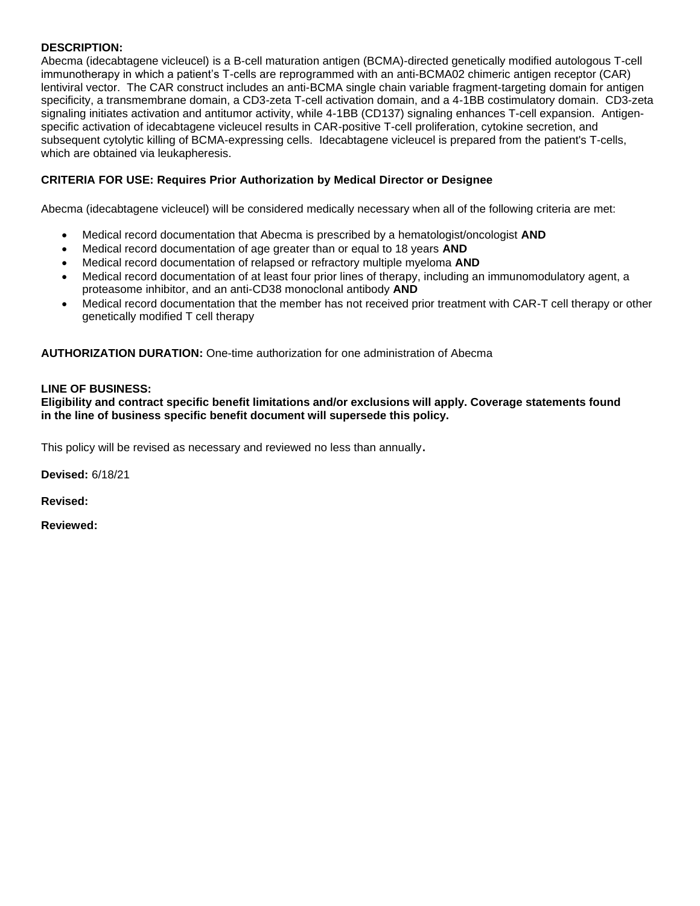**DESCRIPTION:**
Abecma (idecabtagene vicleucel) is a B-cell maturation antigen (BCMA)-directed genetically modified autologous T-cell immunotherapy in which a patient's T-cells are reprogrammed with an anti-BCMA02 chimeric antigen receptor (CAR) lentiviral vector. The CAR construct includes an anti-BCMA single chain variable fragment-targeting domain for antigen specificity, a transmembrane domain, a CD3-zeta T-cell activation domain, and a 4-1BB costimulatory domain. CD3-zeta signaling initiates activation and antitumor activity, while 4-1BB (CD137) signaling enhances T-cell expansion. Antigen-specific activation of idecabtagene vicleucel results in CAR-positive T-cell proliferation, cytokine secretion, and subsequent cytolytic killing of BCMA-expressing cells. Idecabtagene vicleucel is prepared from the patient's T-cells, which are obtained via leukapheresis.

**CRITERIA FOR USE: Requires Prior Authorization by Medical Director or Designee**

Abecma (idecabtagene vicleucel) will be considered medically necessary when all of the following criteria are met:

- Medical record documentation that Abecma is prescribed by a hematologist/oncologist **AND**
- Medical record documentation of age greater than or equal to 18 years **AND**
- Medical record documentation of relapsed or refractory multiple myeloma **AND**
- Medical record documentation of at least four prior lines of therapy, including an immunomodulatory agent, a proteasome inhibitor, and an anti-CD38 monoclonal antibody **AND**
- Medical record documentation that the member has not received prior treatment with CAR-T cell therapy or other genetically modified T cell therapy

**AUTHORIZATION DURATION:** One-time authorization for one administration of Abecma

**LINE OF BUSINESS:**
**Eligibility and contract specific benefit limitations and/or exclusions will apply. Coverage statements found in the line of business specific benefit document will supersede this policy.**

This policy will be revised as necessary and reviewed no less than annually.

**Devised:** 6/18/21

**Revised:**

**Reviewed:**